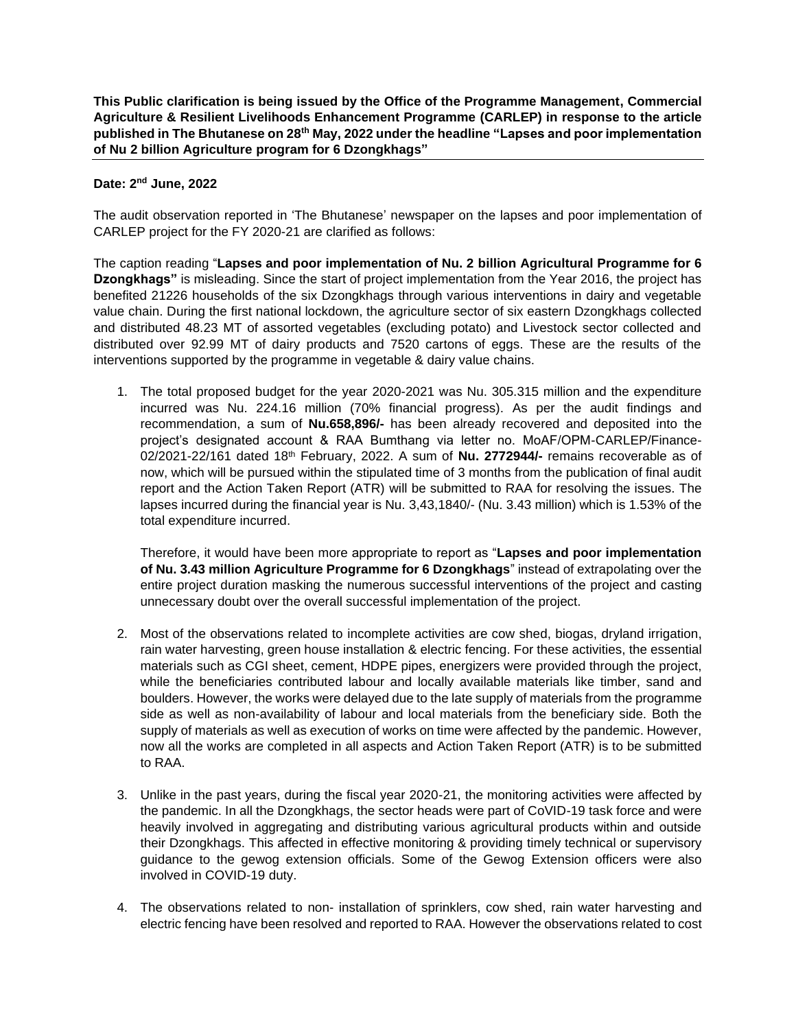**This Public clarification is being issued by the Office of the Programme Management, Commercial Agriculture & Resilient Livelihoods Enhancement Programme (CARLEP) in response to the article published in The Bhutanese on 28th May, 2022 under the headline "Lapses and poor implementation of Nu 2 billion Agriculture program for 6 Dzongkhags"**

**Date: 2nd June, 2022**

The audit observation reported in 'The Bhutanese' newspaper on the lapses and poor implementation of CARLEP project for the FY 2020-21 are clarified as follows:

The caption reading "**Lapses and poor implementation of Nu. 2 billion Agricultural Programme for 6 Dzongkhags"** is misleading. Since the start of project implementation from the Year 2016, the project has benefited 21226 households of the six Dzongkhags through various interventions in dairy and vegetable value chain. During the first national lockdown, the agriculture sector of six eastern Dzongkhags collected and distributed 48.23 MT of assorted vegetables (excluding potato) and Livestock sector collected and distributed over 92.99 MT of dairy products and 7520 cartons of eggs. These are the results of the interventions supported by the programme in vegetable & dairy value chains.

1. The total proposed budget for the year 2020-2021 was Nu. 305.315 million and the expenditure incurred was Nu. 224.16 million (70% financial progress). As per the audit findings and recommendation, a sum of **Nu.658,896/-** has been already recovered and deposited into the project's designated account & RAA Bumthang via letter no. MoAF/OPM-CARLEP/Finance-02/2021-22/161 dated 18th February, 2022. A sum of **Nu. 2772944/-** remains recoverable as of now, which will be pursued within the stipulated time of 3 months from the publication of final audit report and the Action Taken Report (ATR) will be submitted to RAA for resolving the issues. The lapses incurred during the financial year is Nu. 3,43,1840/- (Nu. 3.43 million) which is 1.53% of the total expenditure incurred.

   Therefore, it would have been more appropriate to report as "**Lapses and poor implementation of Nu. 3.43 million Agriculture Programme for 6 Dzongkhags**" instead of extrapolating over the entire project duration masking the numerous successful interventions of the project and casting unnecessary doubt over the overall successful implementation of the project.

2. Most of the observations related to incomplete activities are cow shed, biogas, dryland irrigation, rain water harvesting, green house installation & electric fencing. For these activities, the essential materials such as CGI sheet, cement, HDPE pipes, energizers were provided through the project, while the beneficiaries contributed labour and locally available materials like timber, sand and boulders. However, the works were delayed due to the late supply of materials from the programme side as well as non-availability of labour and local materials from the beneficiary side. Both the supply of materials as well as execution of works on time were affected by the pandemic. However, now all the works are completed in all aspects and Action Taken Report (ATR) is to be submitted to RAA.

3. Unlike in the past years, during the fiscal year 2020-21, the monitoring activities were affected by the pandemic. In all the Dzongkhags, the sector heads were part of CoVID-19 task force and were heavily involved in aggregating and distributing various agricultural products within and outside their Dzongkhags. This affected in effective monitoring & providing timely technical or supervisory guidance to the gewog extension officials. Some of the Gewog Extension officers were also involved in COVID-19 duty.

4. The observations related to non- installation of sprinklers, cow shed, rain water harvesting and electric fencing have been resolved and reported to RAA. However the observations related to cost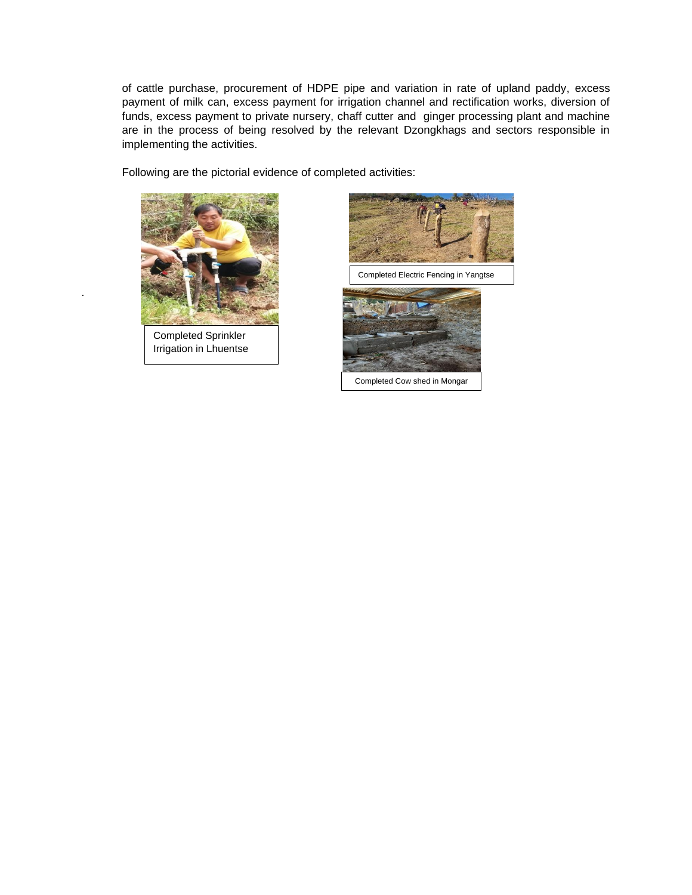of cattle purchase, procurement of HDPE pipe and variation in rate of upland paddy, excess payment of milk can, excess payment for irrigation channel and rectification works, diversion of funds, excess payment to private nursery, chaff cutter and ginger processing plant and machine are in the process of being resolved by the relevant Dzongkhags and sectors responsible in implementing the activities.

Following are the pictorial evidence of completed activities:

Completed Sprinkler Irrigation in Lhuentse

Completed Electric Fencing in Yangtse

Completed Cow shed in Mongar